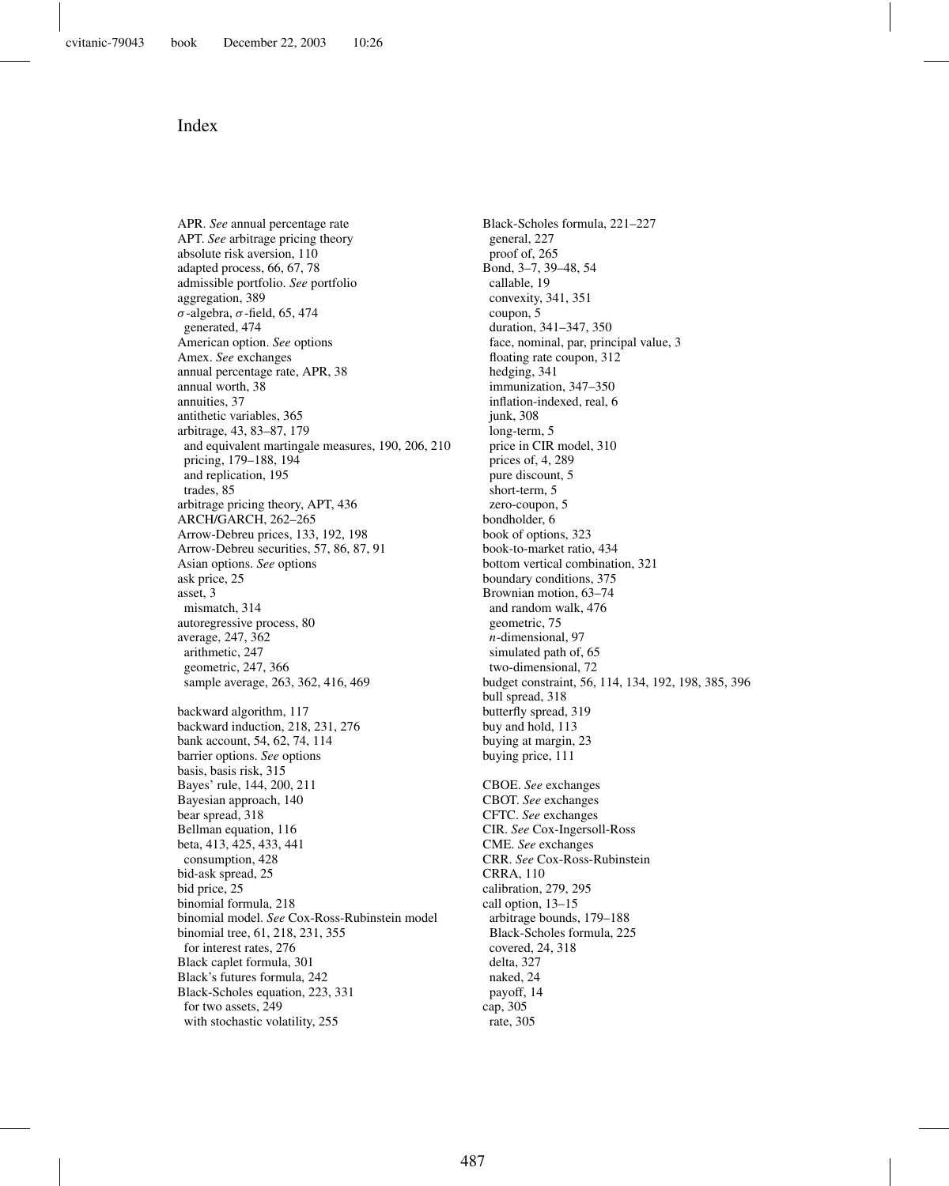# Index

APR. *See* annual percentage rate
APT. *See* arbitrage pricing theory
absolute risk aversion, 110
adapted process, 66, 67, 78
admissible portfolio. *See* portfolio
aggregation, 389
$\sigma$-algebra, $\sigma$-field, 65, 474
  generated, 474
American option. *See* options
Amex. *See* exchanges
annual percentage rate, APR, 38
annual worth, 38
annuities, 37
antithetic variables, 365
arbitrage, 43, 83–87, 179
  and equivalent martingale measures, 190, 206, 210
  pricing, 179–188, 194
  and replication, 195
  trades, 85
arbitrage pricing theory, APT, 436
ARCH/GARCH, 262–265
Arrow-Debreu prices, 133, 192, 198
Arrow-Debreu securities, 57, 86, 87, 91
Asian options. *See* options
ask price, 25
asset, 3
  mismatch, 314
autoregressive process, 80
average, 247, 362
  arithmetic, 247
  geometric, 247, 366
  sample average, 263, 362, 416, 469

backward algorithm, 117
backward induction, 218, 231, 276
bank account, 54, 62, 74, 114
barrier options. *See* options
basis, basis risk, 315
Bayes' rule, 144, 200, 211
Bayesian approach, 140
bear spread, 318
Bellman equation, 116
beta, 413, 425, 433, 441
  consumption, 428
bid-ask spread, 25
bid price, 25
binomial formula, 218
binomial model. *See* Cox-Ross-Rubinstein model
binomial tree, 61, 218, 231, 355
  for interest rates, 276
Black caplet formula, 301
Black's futures formula, 242
Black-Scholes equation, 223, 331
  for two assets, 249
  with stochastic volatility, 255
Black-Scholes formula, 221–227
  general, 227
  proof of, 265
Bond, 3–7, 39–48, 54
  callable, 19
  convexity, 341, 351
  coupon, 5
  duration, 341–347, 350
  face, nominal, par, principal value, 3
  floating rate coupon, 312
  hedging, 341
  immunization, 347–350
  inflation-indexed, real, 6
  junk, 308
  long-term, 5
  price in CIR model, 310
  prices of, 4, 289
  pure discount, 5
  short-term, 5
  zero-coupon, 5
bondholder, 6
book of options, 323
book-to-market ratio, 434
bottom vertical combination, 321
boundary conditions, 375
Brownian motion, 63–74
  and random walk, 476
  geometric, 75
  $n$-dimensional, 97
  simulated path of, 65
  two-dimensional, 72
budget constraint, 56, 114, 134, 192, 198, 385, 396
bull spread, 318
butterfly spread, 319
buy and hold, 113
buying at margin, 23
buying price, 111

CBOE. *See* exchanges
CBOT. *See* exchanges
CFTC. *See* exchanges
CIR. *See* Cox-Ingersoll-Ross
CME. *See* exchanges
CRR. *See* Cox-Ross-Rubinstein
CRRA, 110
calibration, 279, 295
call option, 13–15
  arbitrage bounds, 179–188
  Black-Scholes formula, 225
  covered, 24, 318
  delta, 327
  naked, 24
  payoff, 14
cap, 305
  rate, 305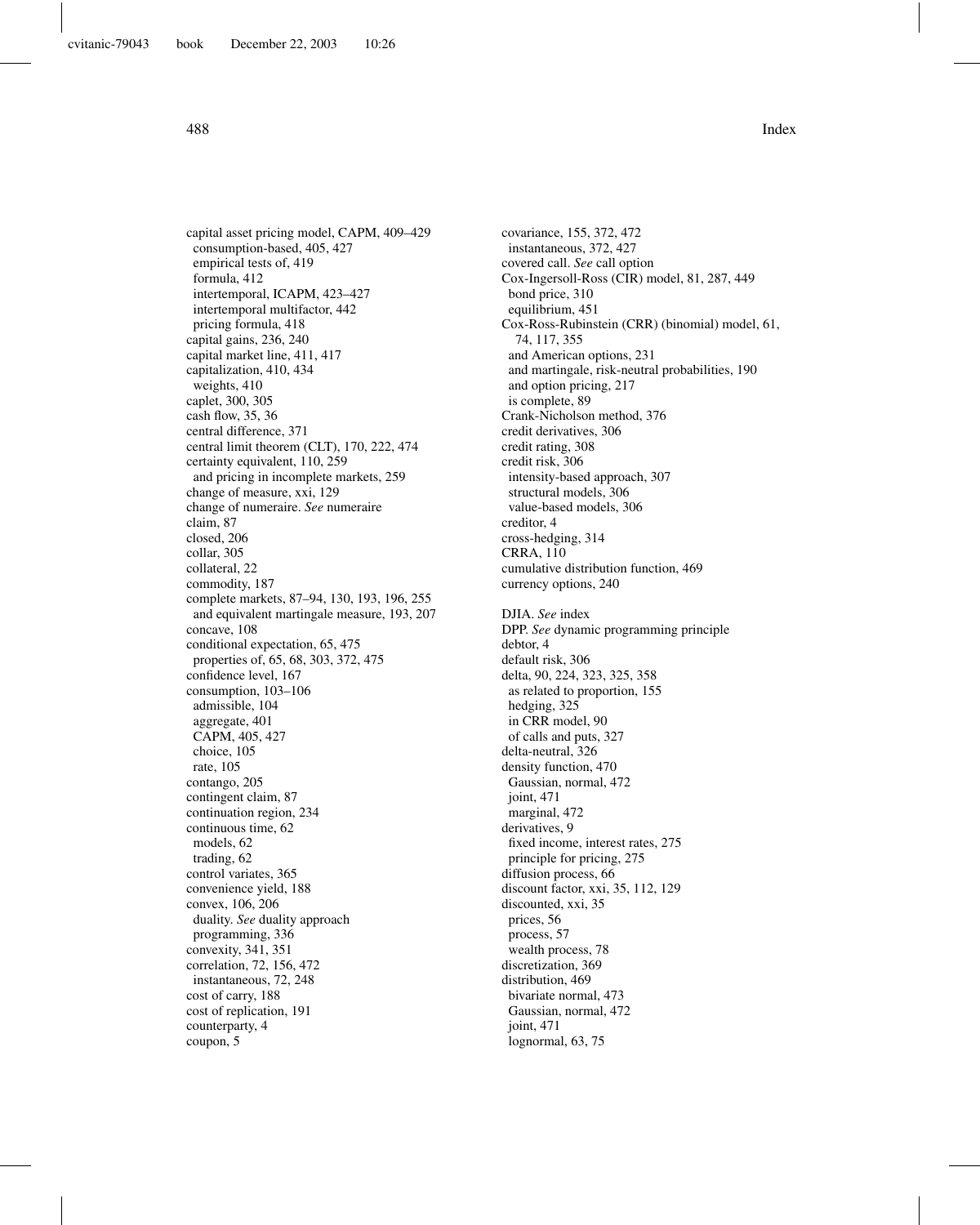capital asset pricing model, CAPM, 409–429
  consumption-based, 405, 427
  empirical tests of, 419
  formula, 412
  intertemporal, ICAPM, 423–427
  intertemporal multifactor, 442
  pricing formula, 418
capital gains, 236, 240
capital market line, 411, 417
capitalization, 410, 434
  weights, 410
caplet, 300, 305
cash flow, 35, 36
central difference, 371
central limit theorem (CLT), 170, 222, 474
certainty equivalent, 110, 259
  and pricing in incomplete markets, 259
change of measure, xxi, 129
change of numeraire. *See* numeraire
claim, 87
closed, 206
collar, 305
collateral, 22
commodity, 187
complete markets, 87–94, 130, 193, 196, 255
  and equivalent martingale measure, 193, 207
concave, 108
conditional expectation, 65, 475
  properties of, 65, 68, 303, 372, 475
confidence level, 167
consumption, 103–106
  admissible, 104
  aggregate, 401
  CAPM, 405, 427
  choice, 105
  rate, 105
contango, 205
contingent claim, 87
continuation region, 234
continuous time, 62
  models, 62
  trading, 62
control variates, 365
convenience yield, 188
convex, 106, 206
  duality. *See* duality approach
  programming, 336
convexity, 341, 351
correlation, 72, 156, 472
  instantaneous, 72, 248
cost of carry, 188
cost of replication, 191
counterparty, 4
coupon, 5
covariance, 155, 372, 472
  instantaneous, 372, 427
covered call. *See* call option
Cox-Ingersoll-Ross (CIR) model, 81, 287, 449
  bond price, 310
  equilibrium, 451
Cox-Ross-Rubinstein (CRR) (binomial) model, 61, 74, 117, 355
  and American options, 231
  and martingale, risk-neutral probabilities, 190
  and option pricing, 217
  is complete, 89
Crank-Nicholson method, 376
credit derivatives, 306
credit rating, 308
credit risk, 306
  intensity-based approach, 307
  structural models, 306
  value-based models, 306
creditor, 4
cross-hedging, 314
CRRA, 110
cumulative distribution function, 469
currency options, 240

DJIA. *See* index
DPP. *See* dynamic programming principle
debtor, 4
default risk, 306
delta, 90, 224, 323, 325, 358
  as related to proportion, 155
  hedging, 325
  in CRR model, 90
  of calls and puts, 327
delta-neutral, 326
density function, 470
  Gaussian, normal, 472
  joint, 471
  marginal, 472
derivatives, 9
  fixed income, interest rates, 275
  principle for pricing, 275
diffusion process, 66
discount factor, xxi, 35, 112, 129
discounted, xxi, 35
  prices, 56
  process, 57
  wealth process, 78
discretization, 369
distribution, 469
  bivariate normal, 473
  Gaussian, normal, 472
  joint, 471
  lognormal, 63, 75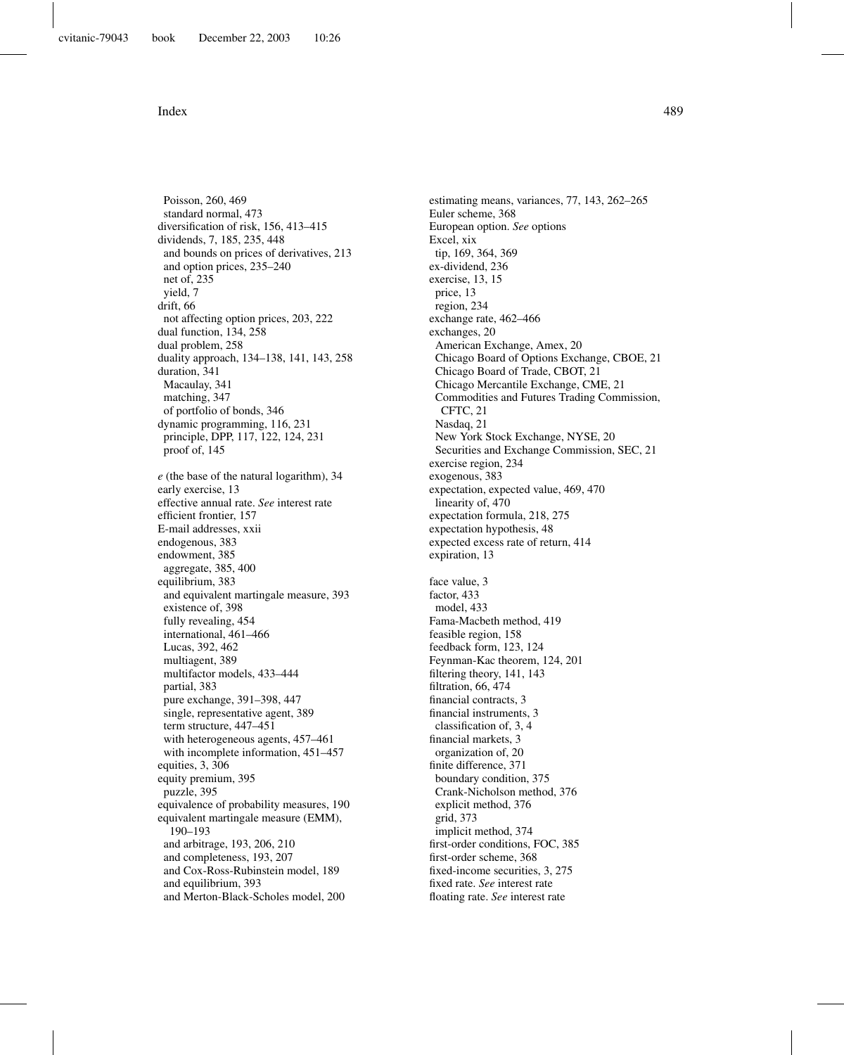Poisson, 260, 469
  standard normal, 473
diversification of risk, 156, 413–415
dividends, 7, 185, 235, 448
  and bounds on prices of derivatives, 213
  and option prices, 235–240
  net of, 235
  yield, 7
drift, 66
  not affecting option prices, 203, 222
dual function, 134, 258
dual problem, 258
duality approach, 134–138, 141, 143, 258
duration, 341
  Macaulay, 341
  matching, 347
  of portfolio of bonds, 346
dynamic programming, 116, 231
  principle, DPP, 117, 122, 124, 231
  proof of, 145

*e* (the base of the natural logarithm), 34
early exercise, 13
effective annual rate. *See* interest rate
efficient frontier, 157
E-mail addresses, xxii
endogenous, 383
endowment, 385
  aggregate, 385, 400
equilibrium, 383
  and equivalent martingale measure, 393
  existence of, 398
  fully revealing, 454
  international, 461–466
  Lucas, 392, 462
  multiagent, 389
  multifactor models, 433–444
  partial, 383
  pure exchange, 391–398, 447
  single, representative agent, 389
  term structure, 447–451
  with heterogeneous agents, 457–461
  with incomplete information, 451–457
equities, 3, 306
equity premium, 395
  puzzle, 395
equivalence of probability measures, 190
equivalent martingale measure (EMM), 190–193
  and arbitrage, 193, 206, 210
  and completeness, 193, 207
  and Cox-Ross-Rubinstein model, 189
  and equilibrium, 393
  and Merton-Black-Scholes model, 200

estimating means, variances, 77, 143, 262–265
Euler scheme, 368
European option. *See* options
Excel, xix
  tip, 169, 364, 369
ex-dividend, 236
exercise, 13, 15
  price, 13
  region, 234
exchange rate, 462–466
exchanges, 20
  American Exchange, Amex, 20
  Chicago Board of Options Exchange, CBOE, 21
  Chicago Board of Trade, CBOT, 21
  Chicago Mercantile Exchange, CME, 21
  Commodities and Futures Trading Commission, CFTC, 21
  Nasdaq, 21
  New York Stock Exchange, NYSE, 20
  Securities and Exchange Commission, SEC, 21
exercise region, 234
exogenous, 383
expectation, expected value, 469, 470
  linearity of, 470
expectation formula, 218, 275
expectation hypothesis, 48
expected excess rate of return, 414
expiration, 13

face value, 3
factor, 433
  model, 433
Fama-Macbeth method, 419
feasible region, 158
feedback form, 123, 124
Feynman-Kac theorem, 124, 201
filtering theory, 141, 143
filtration, 66, 474
financial contracts, 3
financial instruments, 3
  classification of, 3, 4
financial markets, 3
  organization of, 20
finite difference, 371
  boundary condition, 375
  Crank-Nicholson method, 376
  explicit method, 376
  grid, 373
  implicit method, 374
first-order conditions, FOC, 385
first-order scheme, 368
fixed-income securities, 3, 275
fixed rate. *See* interest rate
floating rate. *See* interest rate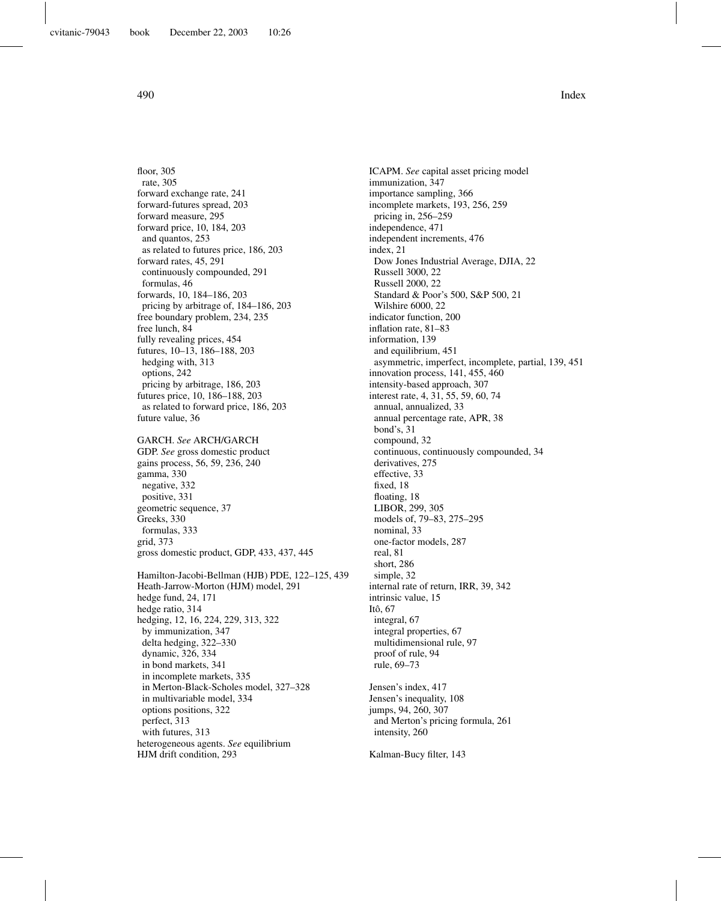floor, 305
  rate, 305
forward exchange rate, 241
forward-futures spread, 203
forward measure, 295
forward price, 10, 184, 203
  and quantos, 253
  as related to futures price, 186, 203
forward rates, 45, 291
  continuously compounded, 291
  formulas, 46
forwards, 10, 184–186, 203
  pricing by arbitrage of, 184–186, 203
free boundary problem, 234, 235
free lunch, 84
fully revealing prices, 454
futures, 10–13, 186–188, 203
  hedging with, 313
  options, 242
  pricing by arbitrage, 186, 203
futures price, 10, 186–188, 203
  as related to forward price, 186, 203
future value, 36

GARCH. *See* ARCH/GARCH
GDP. *See* gross domestic product
gains process, 56, 59, 236, 240
gamma, 330
  negative, 332
  positive, 331
geometric sequence, 37
Greeks, 330
  formulas, 333
grid, 373
gross domestic product, GDP, 433, 437, 445

Hamilton-Jacobi-Bellman (HJB) PDE, 122–125, 439
Heath-Jarrow-Morton (HJM) model, 291
hedge fund, 24, 171
hedge ratio, 314
hedging, 12, 16, 224, 229, 313, 322
  by immunization, 347
  delta hedging, 322–330
  dynamic, 326, 334
  in bond markets, 341
  in incomplete markets, 335
  in Merton-Black-Scholes model, 327–328
  in multivariable model, 334
  options positions, 322
  perfect, 313
  with futures, 313
heterogeneous agents. *See* equilibrium
HJM drift condition, 293

ICAPM. *See* capital asset pricing model
immunization, 347
importance sampling, 366
incomplete markets, 193, 256, 259
  pricing in, 256–259
independence, 471
independent increments, 476
index, 21
  Dow Jones Industrial Average, DJIA, 22
  Russell 3000, 22
  Russell 2000, 22
  Standard & Poor's 500, S&P 500, 21
  Wilshire 6000, 22
indicator function, 200
inflation rate, 81–83
information, 139
  and equilibrium, 451
  asymmetric, imperfect, incomplete, partial, 139, 451
innovation process, 141, 455, 460
intensity-based approach, 307
interest rate, 4, 31, 55, 59, 60, 74
  annual, annualized, 33
  annual percentage rate, APR, 38
  bond's, 31
  compound, 32
  continuous, continuously compounded, 34
  derivatives, 275
  effective, 33
  fixed, 18
  floating, 18
  LIBOR, 299, 305
  models of, 79–83, 275–295
  nominal, 33
  one-factor models, 287
  real, 81
  short, 286
  simple, 32
internal rate of return, IRR, 39, 342
intrinsic value, 15
Itô, 67
  integral, 67
  integral properties, 67
  multidimensional rule, 97
  proof of rule, 94
  rule, 69–73

Jensen's index, 417
Jensen's inequality, 108
jumps, 94, 260, 307
  and Merton's pricing formula, 261
  intensity, 260

Kalman-Bucy filter, 143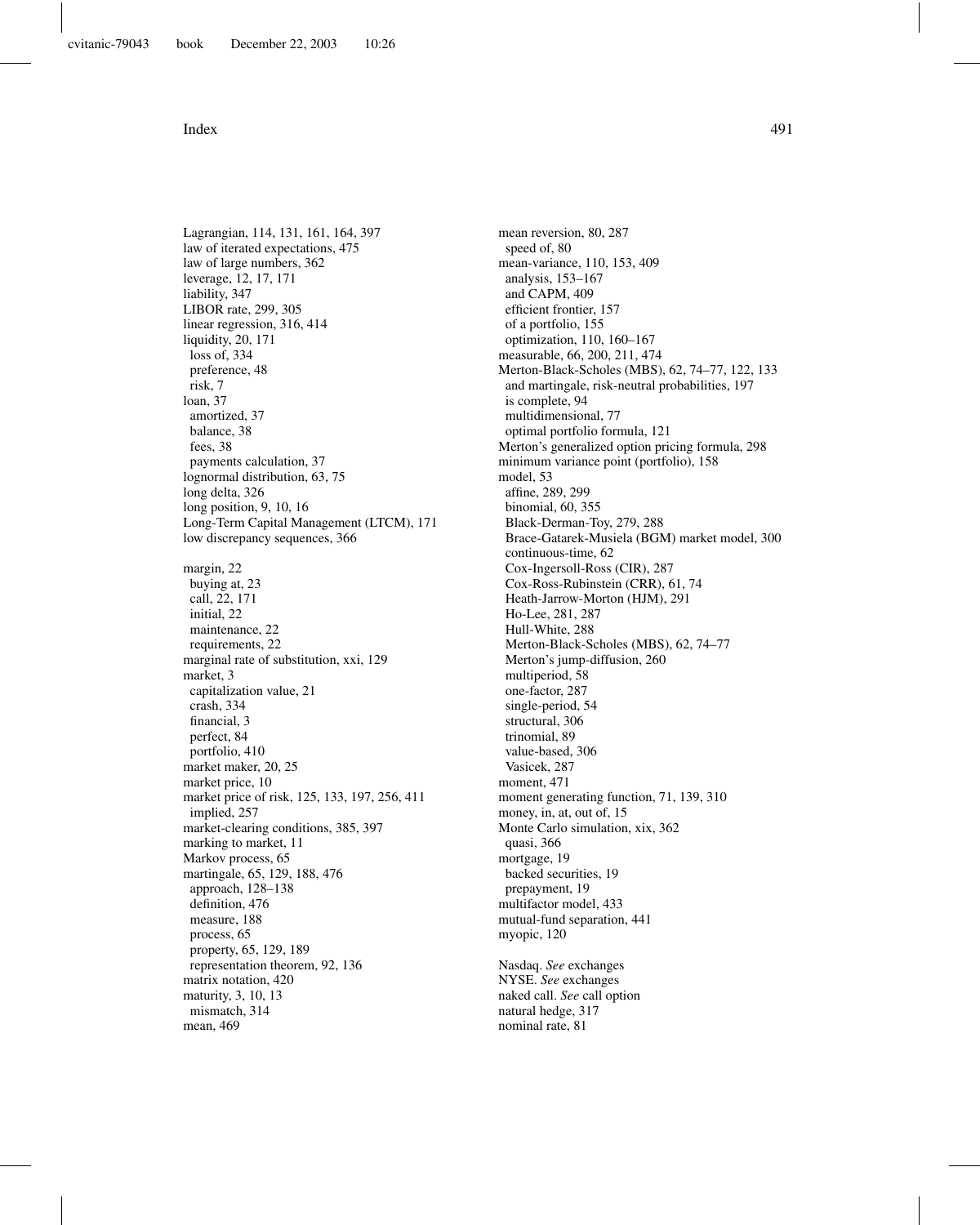Lagrangian, 114, 131, 161, 164, 397
law of iterated expectations, 475
law of large numbers, 362
leverage, 12, 17, 171
liability, 347
LIBOR rate, 299, 305
linear regression, 316, 414
liquidity, 20, 171
  loss of, 334
  preference, 48
  risk, 7
loan, 37
  amortized, 37
  balance, 38
  fees, 38
  payments calculation, 37
lognormal distribution, 63, 75
long delta, 326
long position, 9, 10, 16
Long-Term Capital Management (LTCM), 171
low discrepancy sequences, 366

margin, 22
  buying at, 23
  call, 22, 171
  initial, 22
  maintenance, 22
  requirements, 22
marginal rate of substitution, xxi, 129
market, 3
  capitalization value, 21
  crash, 334
  financial, 3
  perfect, 84
  portfolio, 410
market maker, 20, 25
market price, 10
market price of risk, 125, 133, 197, 256, 411
  implied, 257
market-clearing conditions, 385, 397
marking to market, 11
Markov process, 65
martingale, 65, 129, 188, 476
  approach, 128–138
  definition, 476
  measure, 188
  process, 65
  property, 65, 129, 189
  representation theorem, 92, 136
matrix notation, 420
maturity, 3, 10, 13
  mismatch, 314
mean, 469

mean reversion, 80, 287
  speed of, 80
mean-variance, 110, 153, 409
  analysis, 153–167
  and CAPM, 409
  efficient frontier, 157
  of a portfolio, 155
  optimization, 110, 160–167
measurable, 66, 200, 211, 474
Merton-Black-Scholes (MBS), 62, 74–77, 122, 133
  and martingale, risk-neutral probabilities, 197
  is complete, 94
  multidimensional, 77
  optimal portfolio formula, 121
Merton's generalized option pricing formula, 298
minimum variance point (portfolio), 158
model, 53
  affine, 289, 299
  binomial, 60, 355
  Black-Derman-Toy, 279, 288
  Brace-Gatarek-Musiela (BGM) market model, 300
  continuous-time, 62
  Cox-Ingersoll-Ross (CIR), 287
  Cox-Ross-Rubinstein (CRR), 61, 74
  Heath-Jarrow-Morton (HJM), 291
  Ho-Lee, 281, 287
  Hull-White, 288
  Merton-Black-Scholes (MBS), 62, 74–77
  Merton's jump-diffusion, 260
  multiperiod, 58
  one-factor, 287
  single-period, 54
  structural, 306
  trinomial, 89
  value-based, 306
  Vasicek, 287
moment, 471
moment generating function, 71, 139, 310
money, in, at, out of, 15
Monte Carlo simulation, xix, 362
  quasi, 366
mortgage, 19
  backed securities, 19
  prepayment, 19
multifactor model, 433
mutual-fund separation, 441
myopic, 120

Nasdaq. *See* exchanges
NYSE. *See* exchanges
naked call. *See* call option
natural hedge, 317
nominal rate, 81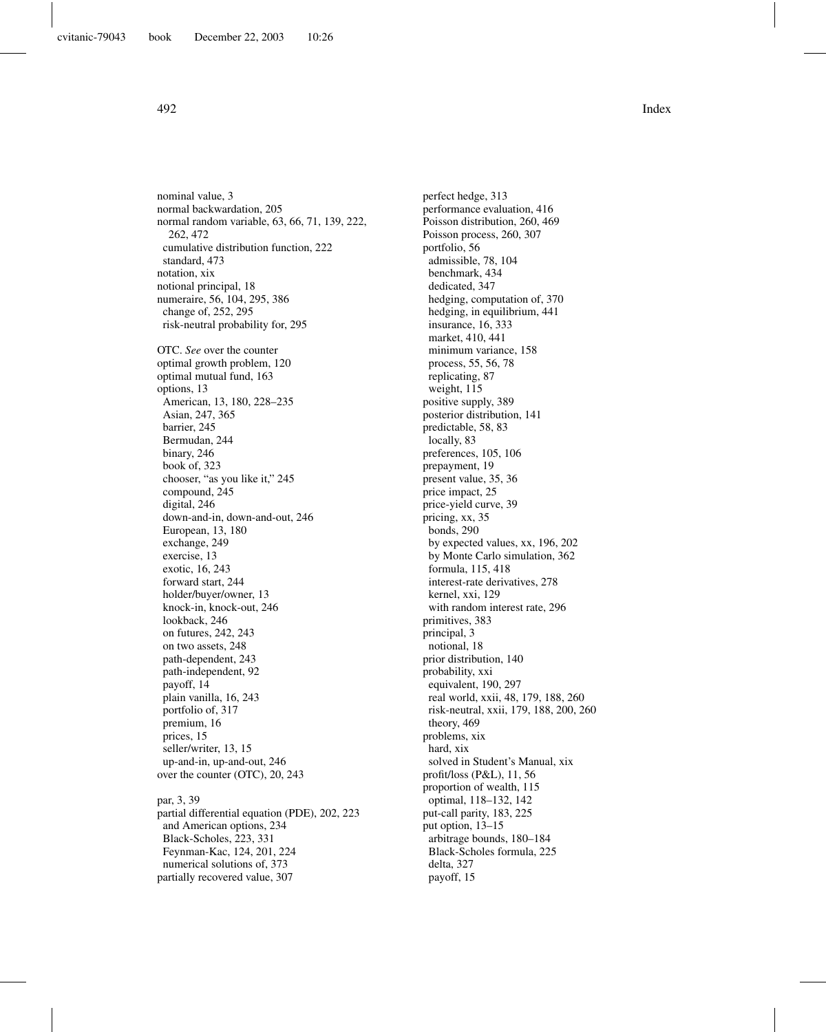nominal value, 3
normal backwardation, 205
normal random variable, 63, 66, 71, 139, 222, 262, 472
  cumulative distribution function, 222
  standard, 473
notation, xix
notional principal, 18
numeraire, 56, 104, 295, 386
  change of, 252, 295
  risk-neutral probability for, 295

OTC. *See* over the counter
optimal growth problem, 120
optimal mutual fund, 163
options, 13
  American, 13, 180, 228–235
  Asian, 247, 365
  barrier, 245
  Bermudan, 244
  binary, 246
  book of, 323
  chooser, "as you like it," 245
  compound, 245
  digital, 246
  down-and-in, down-and-out, 246
  European, 13, 180
  exchange, 249
  exercise, 13
  exotic, 16, 243
  forward start, 244
  holder/buyer/owner, 13
  knock-in, knock-out, 246
  lookback, 246
  on futures, 242, 243
  on two assets, 248
  path-dependent, 243
  path-independent, 92
  payoff, 14
  plain vanilla, 16, 243
  portfolio of, 317
  premium, 16
  prices, 15
  seller/writer, 13, 15
  up-and-in, up-and-out, 246
over the counter (OTC), 20, 243

par, 3, 39
partial differential equation (PDE), 202, 223
  and American options, 234
  Black-Scholes, 223, 331
  Feynman-Kac, 124, 201, 224
  numerical solutions of, 373
partially recovered value, 307

perfect hedge, 313
performance evaluation, 416
Poisson distribution, 260, 469
Poisson process, 260, 307
portfolio, 56
  admissible, 78, 104
  benchmark, 434
  dedicated, 347
  hedging, computation of, 370
  hedging, in equilibrium, 441
  insurance, 16, 333
  market, 410, 441
  minimum variance, 158
  process, 55, 56, 78
  replicating, 87
  weight, 115
positive supply, 389
posterior distribution, 141
predictable, 58, 83
  locally, 83
preferences, 105, 106
prepayment, 19
present value, 35, 36
price impact, 25
price-yield curve, 39
pricing, xx, 35
  bonds, 290
  by expected values, xx, 196, 202
  by Monte Carlo simulation, 362
  formula, 115, 418
  interest-rate derivatives, 278
  kernel, xxi, 129
  with random interest rate, 296
primitives, 383
principal, 3
  notional, 18
prior distribution, 140
probability, xxi
  equivalent, 190, 297
  real world, xxii, 48, 179, 188, 260
  risk-neutral, xxii, 179, 188, 200, 260
  theory, 469
problems, xix
  hard, xix
  solved in Student's Manual, xix
profit/loss (P&L), 11, 56
proportion of wealth, 115
  optimal, 118–132, 142
put-call parity, 183, 225
put option, 13–15
  arbitrage bounds, 180–184
  Black-Scholes formula, 225
  delta, 327
  payoff, 15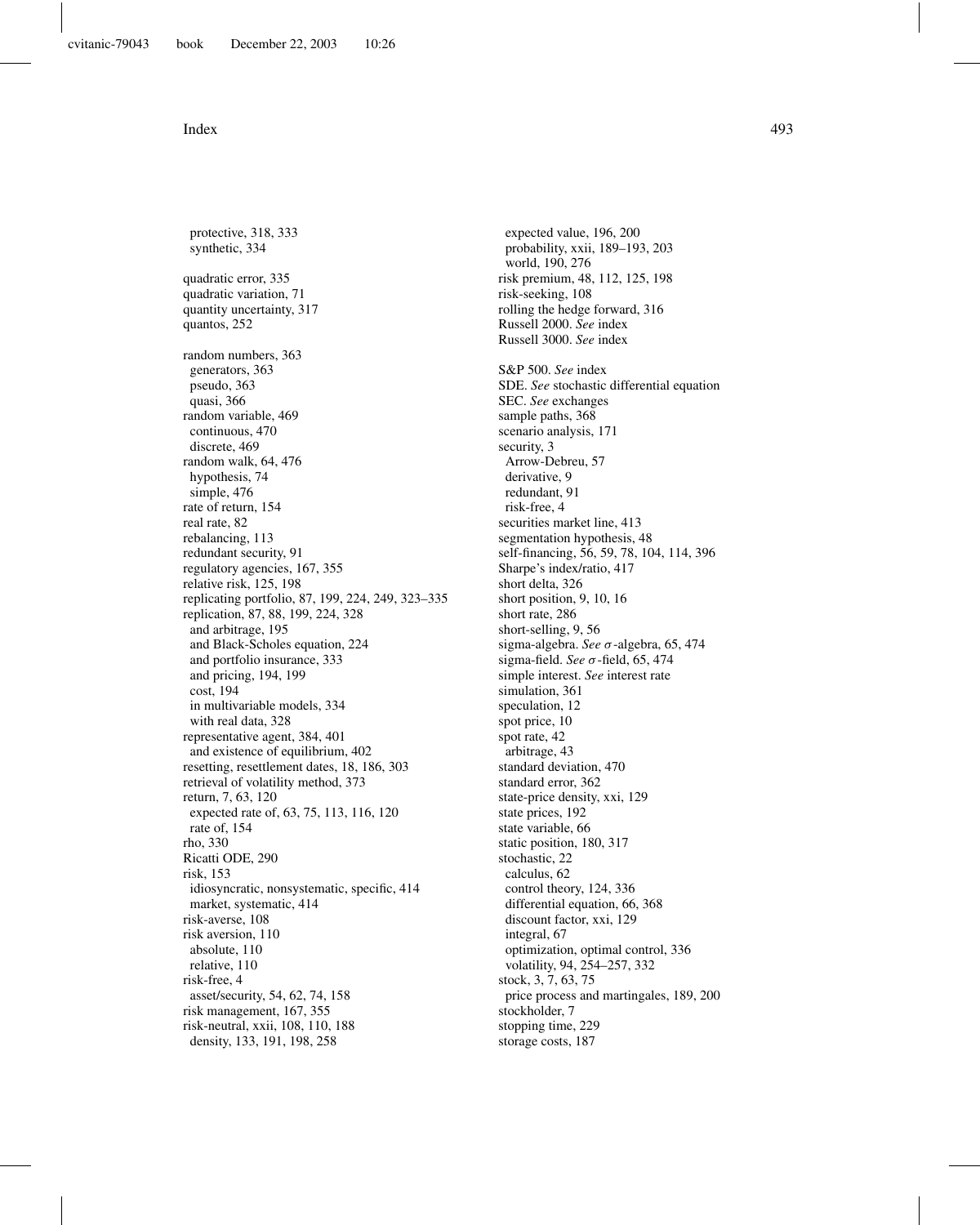protective, 318, 333
  synthetic, 334

quadratic error, 335
quadratic variation, 71
quantity uncertainty, 317
quantos, 252

random numbers, 363
  generators, 363
  pseudo, 363
  quasi, 366
random variable, 469
  continuous, 470
  discrete, 469
random walk, 64, 476
  hypothesis, 74
  simple, 476
rate of return, 154
real rate, 82
rebalancing, 113
redundant security, 91
regulatory agencies, 167, 355
relative risk, 125, 198
replicating portfolio, 87, 199, 224, 249, 323–335
replication, 87, 88, 199, 224, 328
  and arbitrage, 195
  and Black-Scholes equation, 224
  and portfolio insurance, 333
  and pricing, 194, 199
  cost, 194
  in multivariable models, 334
  with real data, 328
representative agent, 384, 401
  and existence of equilibrium, 402
resetting, resettlement dates, 18, 186, 303
retrieval of volatility method, 373
return, 7, 63, 120
  expected rate of, 63, 75, 113, 116, 120
  rate of, 154
rho, 330
Ricatti ODE, 290
risk, 153
  idiosyncratic, nonsystematic, specific, 414
  market, systematic, 414
risk-averse, 108
risk aversion, 110
  absolute, 110
  relative, 110
risk-free, 4
  asset/security, 54, 62, 74, 158
risk management, 167, 355
risk-neutral, xxii, 108, 110, 188
  density, 133, 191, 198, 258
  expected value, 196, 200
  probability, xxii, 189–193, 203
  world, 190, 276
risk premium, 48, 112, 125, 198
risk-seeking, 108
rolling the hedge forward, 316
Russell 2000. *See* index
Russell 3000. *See* index

S&P 500. *See* index
SDE. *See* stochastic differential equation
SEC. *See* exchanges
sample paths, 368
scenario analysis, 171
security, 3
  Arrow-Debreu, 57
  derivative, 9
  redundant, 91
  risk-free, 4
securities market line, 413
segmentation hypothesis, 48
self-financing, 56, 59, 78, 104, 114, 396
Sharpe's index/ratio, 417
short delta, 326
short position, 9, 10, 16
short rate, 286
short-selling, 9, 56
sigma-algebra. *See* $\sigma$-algebra, 65, 474
sigma-field. *See* $\sigma$-field, 65, 474
simple interest. *See* interest rate
simulation, 361
speculation, 12
spot price, 10
spot rate, 42
  arbitrage, 43
standard deviation, 470
standard error, 362
state-price density, xxi, 129
state prices, 192
state variable, 66
static position, 180, 317
stochastic, 22
  calculus, 62
  control theory, 124, 336
  differential equation, 66, 368
  discount factor, xxi, 129
  integral, 67
  optimization, optimal control, 336
  volatility, 94, 254–257, 332
stock, 3, 7, 63, 75
  price process and martingales, 189, 200
stockholder, 7
stopping time, 229
storage costs, 187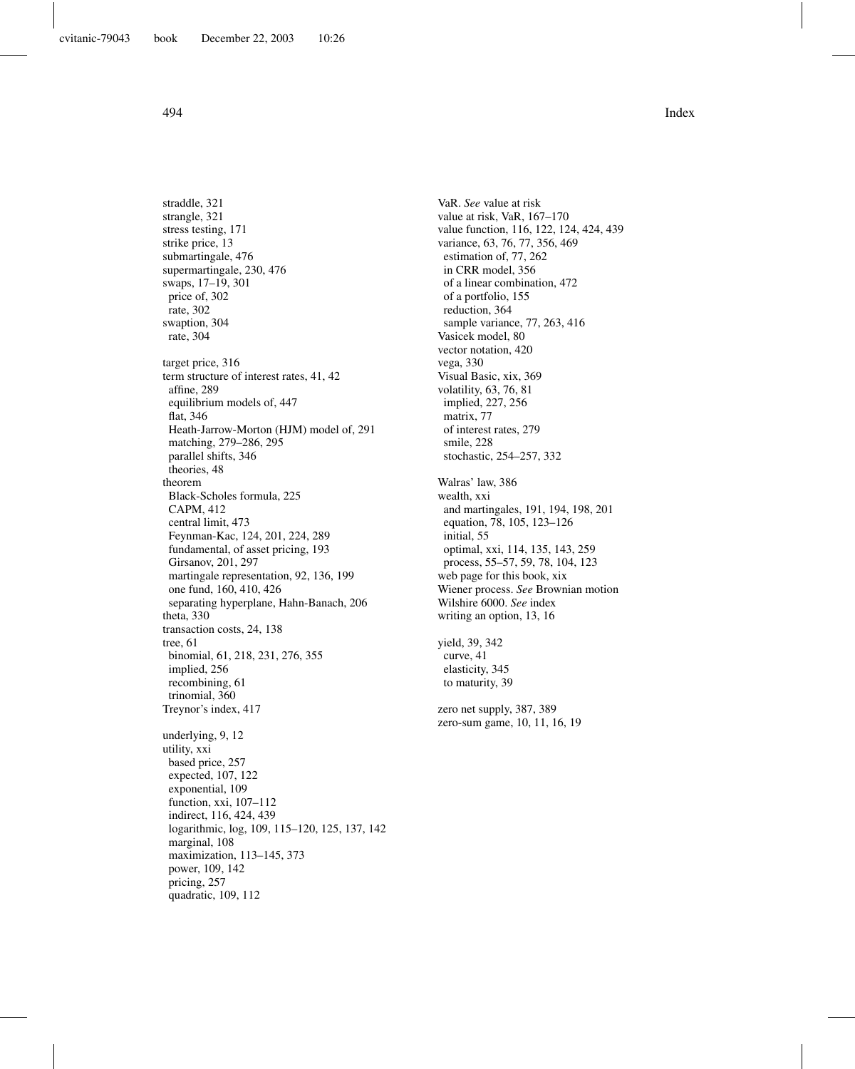straddle, 321
strangle, 321
stress testing, 171
strike price, 13
submartingale, 476
supermartingale, 230, 476
swaps, 17–19, 301
  price of, 302
  rate, 302
swaption, 304
  rate, 304

target price, 316
term structure of interest rates, 41, 42
  affine, 289
  equilibrium models of, 447
  flat, 346
  Heath-Jarrow-Morton (HJM) model of, 291
  matching, 279–286, 295
  parallel shifts, 346
  theories, 48
theorem
  Black-Scholes formula, 225
  CAPM, 412
  central limit, 473
  Feynman-Kac, 124, 201, 224, 289
  fundamental, of asset pricing, 193
  Girsanov, 201, 297
  martingale representation, 92, 136, 199
  one fund, 160, 410, 426
  separating hyperplane, Hahn-Banach, 206
theta, 330
transaction costs, 24, 138
tree, 61
  binomial, 61, 218, 231, 276, 355
  implied, 256
  recombining, 61
  trinomial, 360
Treynor's index, 417

underlying, 9, 12
utility, xxi
  based price, 257
  expected, 107, 122
  exponential, 109
  function, xxi, 107–112
  indirect, 116, 424, 439
  logarithmic, log, 109, 115–120, 125, 137, 142
  marginal, 108
  maximization, 113–145, 373
  power, 109, 142
  pricing, 257
  quadratic, 109, 112

VaR. *See* value at risk
value at risk, VaR, 167–170
value function, 116, 122, 124, 424, 439
variance, 63, 76, 77, 356, 469
  estimation of, 77, 262
  in CRR model, 356
  of a linear combination, 472
  of a portfolio, 155
  reduction, 364
  sample variance, 77, 263, 416
Vasicek model, 80
vector notation, 420
vega, 330
Visual Basic, xix, 369
volatility, 63, 76, 81
  implied, 227, 256
  matrix, 77
  of interest rates, 279
  smile, 228
  stochastic, 254–257, 332

Walras' law, 386
wealth, xxi
  and martingales, 191, 194, 198, 201
  equation, 78, 105, 123–126
  initial, 55
  optimal, xxi, 114, 135, 143, 259
  process, 55–57, 59, 78, 104, 123
web page for this book, xix
Wiener process. *See* Brownian motion
Wilshire 6000. *See* index
writing an option, 13, 16

yield, 39, 342
  curve, 41
  elasticity, 345
  to maturity, 39

zero net supply, 387, 389
zero-sum game, 10, 11, 16, 19